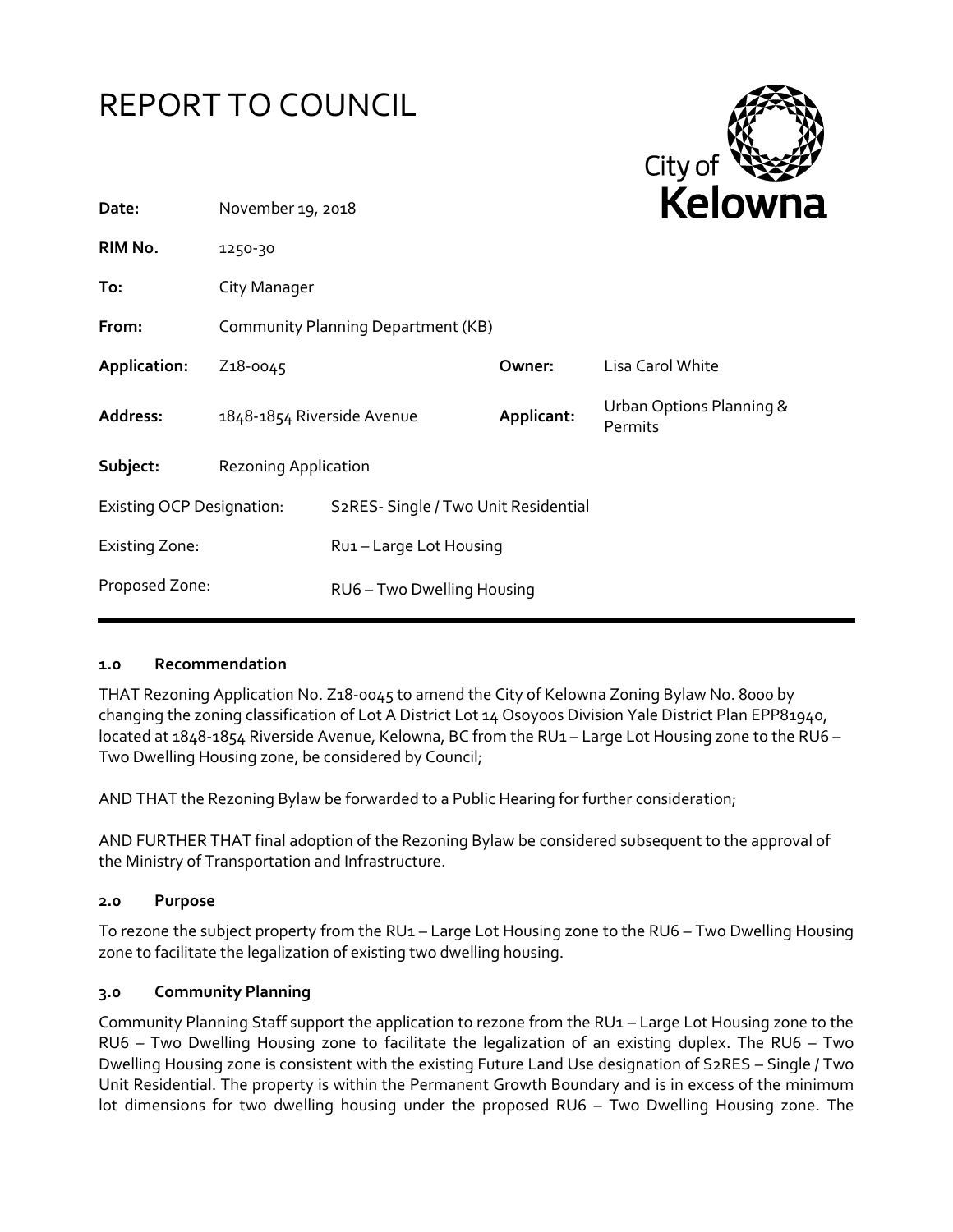# REPORT TO COUNCIL

City of Kelowna

| | | | |
|---|---|---|---|
| **Date:** | November 19, 2018 | | |
| **RIM No.** | 1250-30 | | |
| **To:** | City Manager | | |
| **From:** | Community Planning Department (KB) | | |
| **Application:** | Z18-0045 | **Owner:** | Lisa Carol White |
| **Address:** | 1848-1854 Riverside Avenue | **Applicant:** | Urban Options Planning & Permits |
| **Subject:** | Rezoning Application | | |

| | |
|---|---|
| Existing OCP Designation: | S2RES- Single / Two Unit Residential |
| Existing Zone: | Ru1 – Large Lot Housing |
| Proposed Zone: | RU6 – Two Dwelling Housing |

## 1.0 Recommendation

THAT Rezoning Application No. Z18-0045 to amend the City of Kelowna Zoning Bylaw No. 8000 by changing the zoning classification of Lot A District Lot 14 Osoyoos Division Yale District Plan EPP81940, located at 1848-1854 Riverside Avenue, Kelowna, BC from the RU1 – Large Lot Housing zone to the RU6 – Two Dwelling Housing zone, be considered by Council;

AND THAT the Rezoning Bylaw be forwarded to a Public Hearing for further consideration;

AND FURTHER THAT final adoption of the Rezoning Bylaw be considered subsequent to the approval of the Ministry of Transportation and Infrastructure.

## 2.0 Purpose

To rezone the subject property from the RU1 – Large Lot Housing zone to the RU6 – Two Dwelling Housing zone to facilitate the legalization of existing two dwelling housing.

## 3.0 Community Planning

Community Planning Staff support the application to rezone from the RU1 – Large Lot Housing zone to the RU6 – Two Dwelling Housing zone to facilitate the legalization of an existing duplex. The RU6 – Two Dwelling Housing zone is consistent with the existing Future Land Use designation of S2RES – Single / Two Unit Residential. The property is within the Permanent Growth Boundary and is in excess of the minimum lot dimensions for two dwelling housing under the proposed RU6 – Two Dwelling Housing zone. The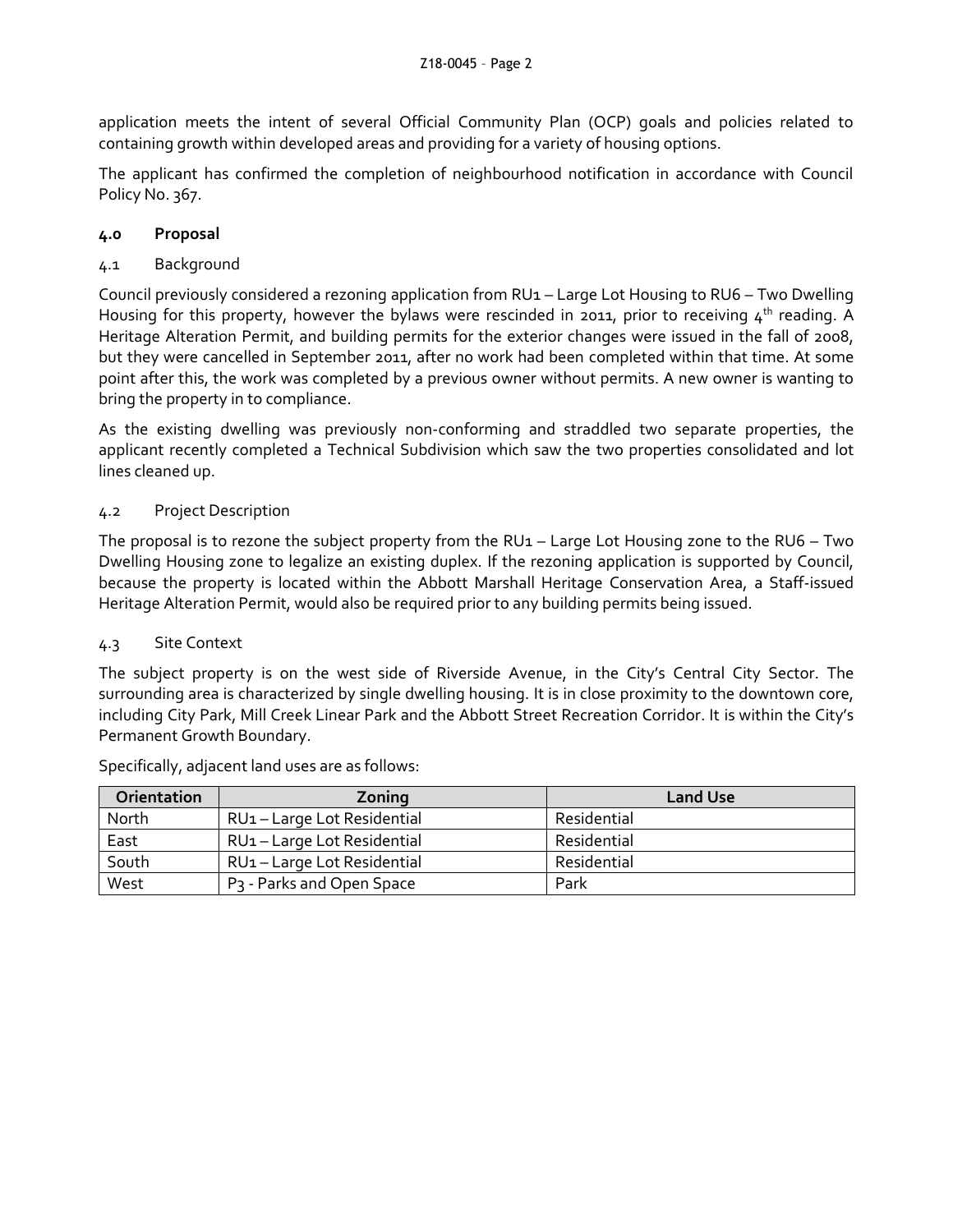application meets the intent of several Official Community Plan (OCP) goals and policies related to containing growth within developed areas and providing for a variety of housing options.

The applicant has confirmed the completion of neighbourhood notification in accordance with Council Policy No. 367.

## 4.0 Proposal

### 4.1 Background

Council previously considered a rezoning application from RU1 – Large Lot Housing to RU6 – Two Dwelling Housing for this property, however the bylaws were rescinded in 2011, prior to receiving 4th reading. A Heritage Alteration Permit, and building permits for the exterior changes were issued in the fall of 2008, but they were cancelled in September 2011, after no work had been completed within that time. At some point after this, the work was completed by a previous owner without permits. A new owner is wanting to bring the property in to compliance.

As the existing dwelling was previously non-conforming and straddled two separate properties, the applicant recently completed a Technical Subdivision which saw the two properties consolidated and lot lines cleaned up.

### 4.2 Project Description

The proposal is to rezone the subject property from the RU1 – Large Lot Housing zone to the RU6 – Two Dwelling Housing zone to legalize an existing duplex. If the rezoning application is supported by Council, because the property is located within the Abbott Marshall Heritage Conservation Area, a Staff-issued Heritage Alteration Permit, would also be required prior to any building permits being issued.

### 4.3 Site Context

The subject property is on the west side of Riverside Avenue, in the City's Central City Sector. The surrounding area is characterized by single dwelling housing. It is in close proximity to the downtown core, including City Park, Mill Creek Linear Park and the Abbott Street Recreation Corridor. It is within the City's Permanent Growth Boundary.

Specifically, adjacent land uses are as follows:

| Orientation | Zoning | Land Use |
|---|---|---|
| North | RU1 – Large Lot Residential | Residential |
| East | RU1 – Large Lot Residential | Residential |
| South | RU1 – Large Lot Residential | Residential |
| West | P3 - Parks and Open Space | Park |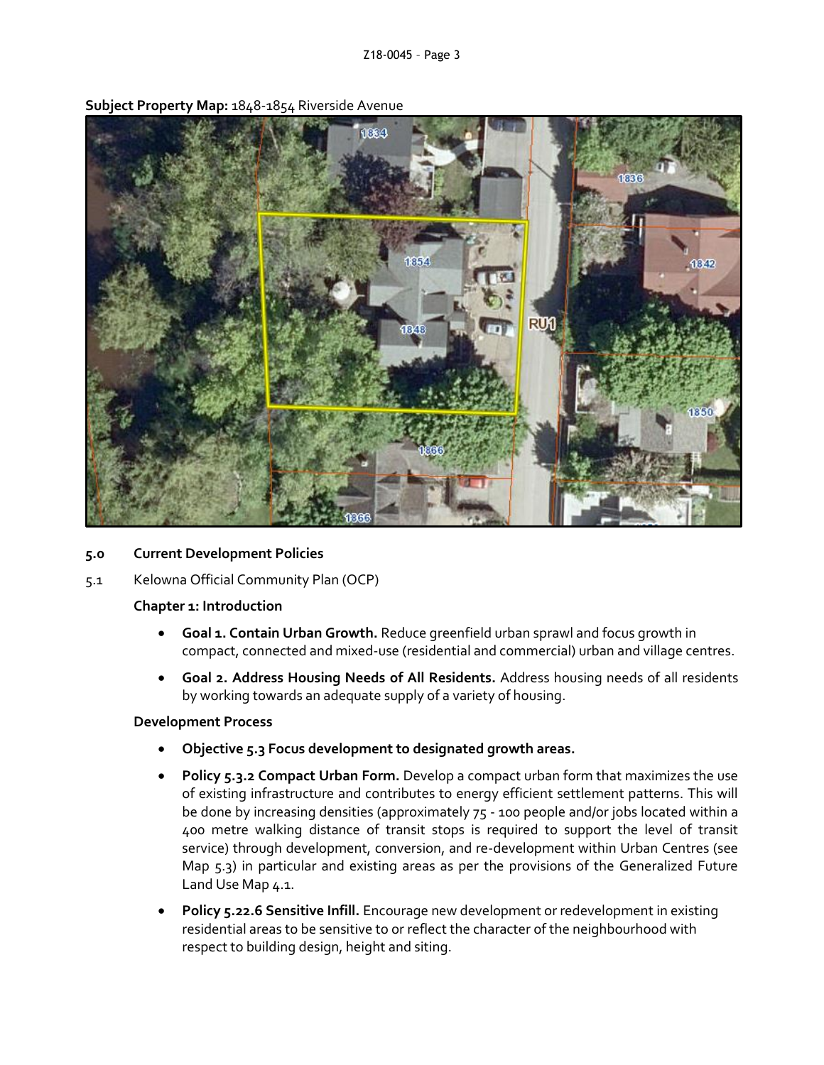**Subject Property Map:** 1848-1854 Riverside Avenue

## 5.0 Current Development Policies

5.1 Kelowna Official Community Plan (OCP)

**Chapter 1: Introduction**

- **Goal 1. Contain Urban Growth.** Reduce greenfield urban sprawl and focus growth in compact, connected and mixed-use (residential and commercial) urban and village centres.
- **Goal 2. Address Housing Needs of All Residents.** Address housing needs of all residents by working towards an adequate supply of a variety of housing.

**Development Process**

- **Objective 5.3 Focus development to designated growth areas.**
- **Policy 5.3.2 Compact Urban Form.** Develop a compact urban form that maximizes the use of existing infrastructure and contributes to energy efficient settlement patterns. This will be done by increasing densities (approximately 75 - 100 people and/or jobs located within a 400 metre walking distance of transit stops is required to support the level of transit service) through development, conversion, and re-development within Urban Centres (see Map 5.3) in particular and existing areas as per the provisions of the Generalized Future Land Use Map 4.1.
- **Policy 5.22.6 Sensitive Infill.** Encourage new development or redevelopment in existing residential areas to be sensitive to or reflect the character of the neighbourhood with respect to building design, height and siting.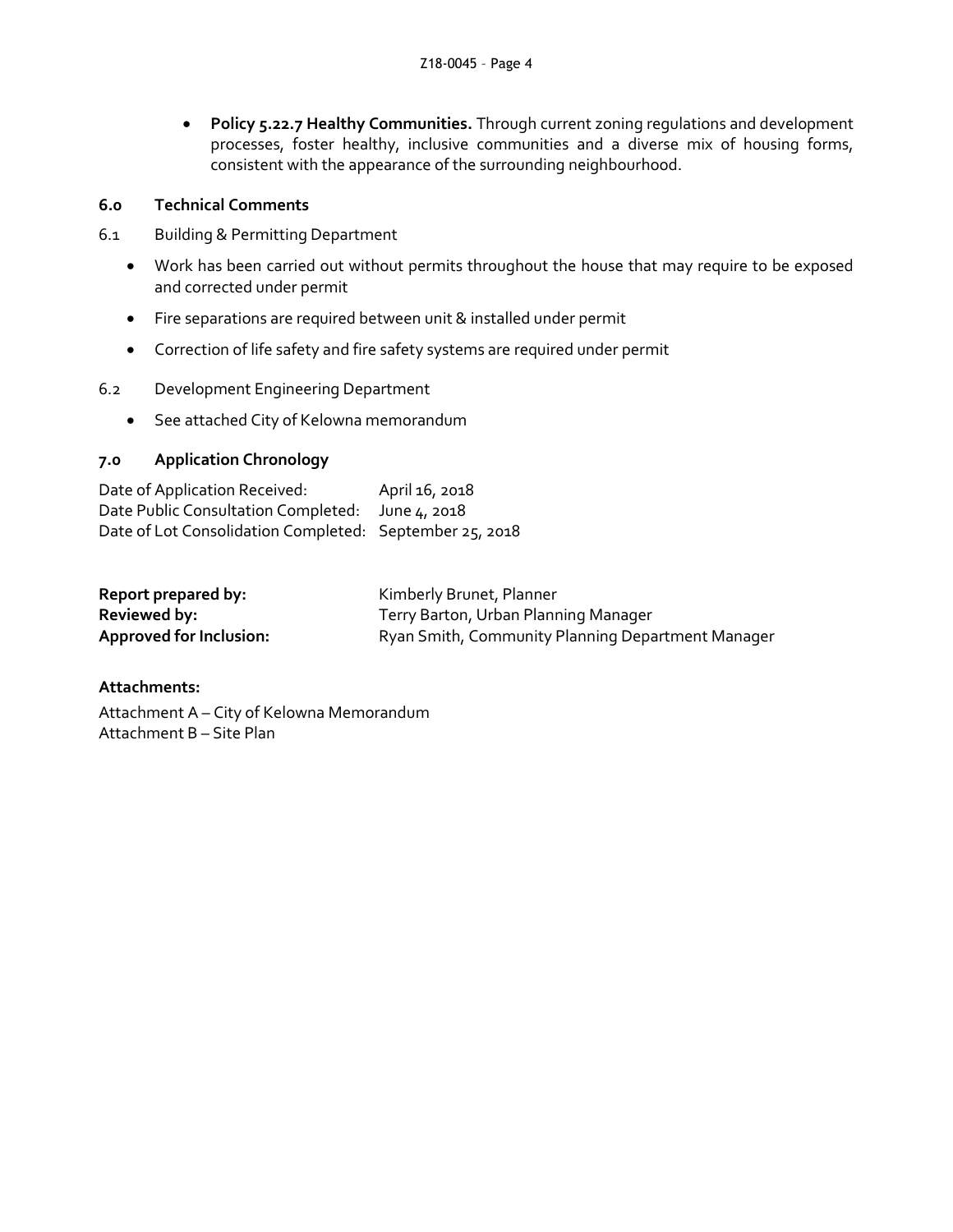- **Policy 5.22.7 Healthy Communities.** Through current zoning regulations and development processes, foster healthy, inclusive communities and a diverse mix of housing forms, consistent with the appearance of the surrounding neighbourhood.

## 6.0 Technical Comments

6.1 Building & Permitting Department

- Work has been carried out without permits throughout the house that may require to be exposed and corrected under permit
- Fire separations are required between unit & installed under permit
- Correction of life safety and fire safety systems are required under permit

6.2 Development Engineering Department

- See attached City of Kelowna memorandum

## 7.0 Application Chronology

Date of Application Received: April 16, 2018
Date Public Consultation Completed: June 4, 2018
Date of Lot Consolidation Completed: September 25, 2018

**Report prepared by:** Kimberly Brunet, Planner
**Reviewed by:** Terry Barton, Urban Planning Manager
**Approved for Inclusion:** Ryan Smith, Community Planning Department Manager

**Attachments:**

Attachment A – City of Kelowna Memorandum
Attachment B – Site Plan